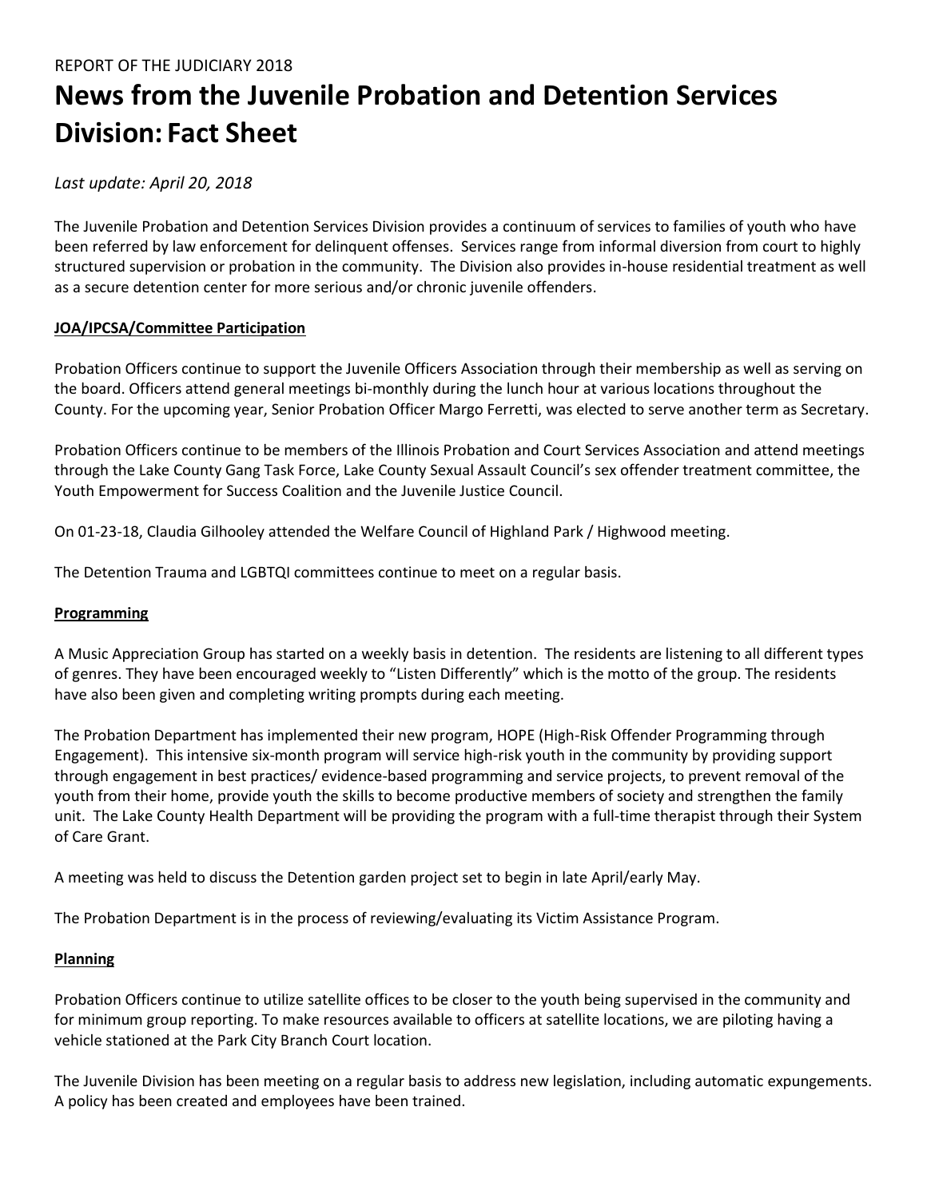REPORT OF THE JUDICIARY 2018

# News from the Juvenile Probation and Detention Services Division: Fact Sheet

*Last update: April 20, 2018*

The Juvenile Probation and Detention Services Division provides a continuum of services to families of youth who have been referred by law enforcement for delinquent offenses. Services range from informal diversion from court to highly structured supervision or probation in the community. The Division also provides in-house residential treatment as well as a secure detention center for more serious and/or chronic juvenile offenders.

**JOA/IPCSA/Committee Participation**

Probation Officers continue to support the Juvenile Officers Association through their membership as well as serving on the board. Officers attend general meetings bi-monthly during the lunch hour at various locations throughout the County. For the upcoming year, Senior Probation Officer Margo Ferretti, was elected to serve another term as Secretary.

Probation Officers continue to be members of the Illinois Probation and Court Services Association and attend meetings through the Lake County Gang Task Force, Lake County Sexual Assault Council's sex offender treatment committee, the Youth Empowerment for Success Coalition and the Juvenile Justice Council.

On 01-23-18, Claudia Gilhooley attended the Welfare Council of Highland Park / Highwood meeting.

The Detention Trauma and LGBTQI committees continue to meet on a regular basis.

**Programming**

A Music Appreciation Group has started on a weekly basis in detention. The residents are listening to all different types of genres. They have been encouraged weekly to "Listen Differently" which is the motto of the group. The residents have also been given and completing writing prompts during each meeting.

The Probation Department has implemented their new program, HOPE (High-Risk Offender Programming through Engagement). This intensive six-month program will service high-risk youth in the community by providing support through engagement in best practices/ evidence-based programming and service projects, to prevent removal of the youth from their home, provide youth the skills to become productive members of society and strengthen the family unit. The Lake County Health Department will be providing the program with a full-time therapist through their System of Care Grant.

A meeting was held to discuss the Detention garden project set to begin in late April/early May.

The Probation Department is in the process of reviewing/evaluating its Victim Assistance Program.

**Planning**

Probation Officers continue to utilize satellite offices to be closer to the youth being supervised in the community and for minimum group reporting. To make resources available to officers at satellite locations, we are piloting having a vehicle stationed at the Park City Branch Court location.

The Juvenile Division has been meeting on a regular basis to address new legislation, including automatic expungements. A policy has been created and employees have been trained.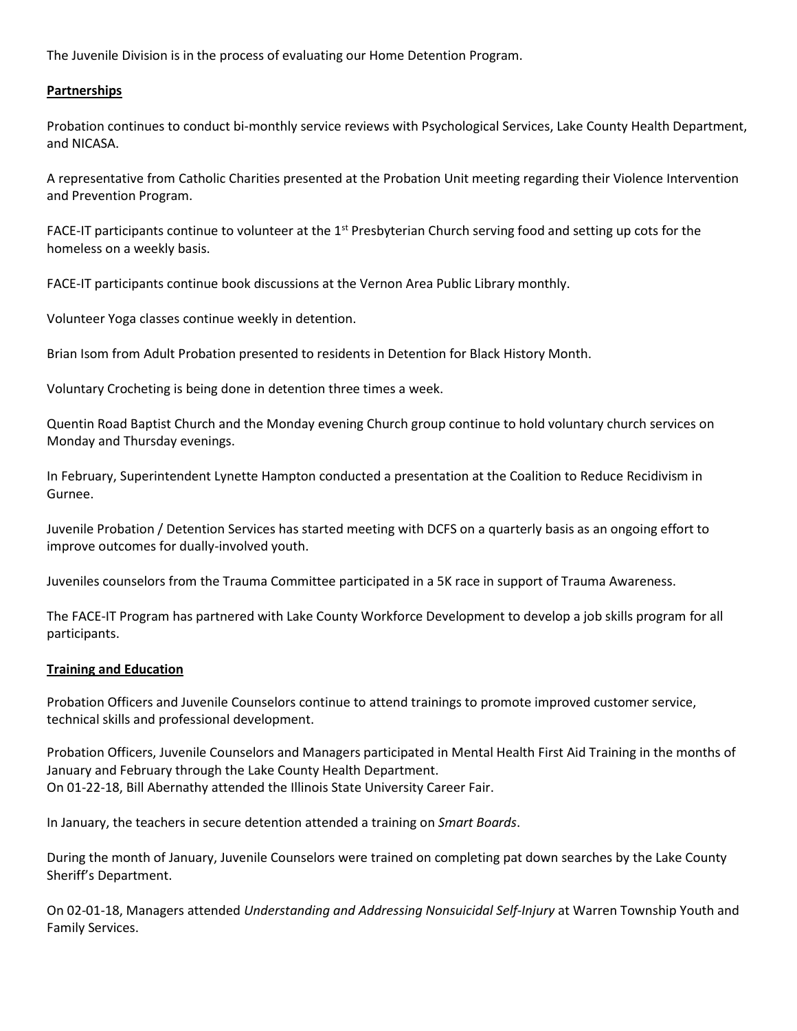The Juvenile Division is in the process of evaluating our Home Detention Program.

**Partnerships**

Probation continues to conduct bi-monthly service reviews with Psychological Services, Lake County Health Department, and NICASA.

A representative from Catholic Charities presented at the Probation Unit meeting regarding their Violence Intervention and Prevention Program.

FACE-IT participants continue to volunteer at the 1st Presbyterian Church serving food and setting up cots for the homeless on a weekly basis.

FACE-IT participants continue book discussions at the Vernon Area Public Library monthly.

Volunteer Yoga classes continue weekly in detention.

Brian Isom from Adult Probation presented to residents in Detention for Black History Month.

Voluntary Crocheting is being done in detention three times a week.

Quentin Road Baptist Church and the Monday evening Church group continue to hold voluntary church services on Monday and Thursday evenings.

In February, Superintendent Lynette Hampton conducted a presentation at the Coalition to Reduce Recidivism in Gurnee.

Juvenile Probation / Detention Services has started meeting with DCFS on a quarterly basis as an ongoing effort to improve outcomes for dually-involved youth.

Juveniles counselors from the Trauma Committee participated in a 5K race in support of Trauma Awareness.

The FACE-IT Program has partnered with Lake County Workforce Development to develop a job skills program for all participants.

**Training and Education**

Probation Officers and Juvenile Counselors continue to attend trainings to promote improved customer service, technical skills and professional development.

Probation Officers, Juvenile Counselors and Managers participated in Mental Health First Aid Training in the months of January and February through the Lake County Health Department.
On 01-22-18, Bill Abernathy attended the Illinois State University Career Fair.

In January, the teachers in secure detention attended a training on *Smart Boards*.

During the month of January, Juvenile Counselors were trained on completing pat down searches by the Lake County Sheriff's Department.

On 02-01-18, Managers attended *Understanding and Addressing Nonsuicidal Self-Injury* at Warren Township Youth and Family Services.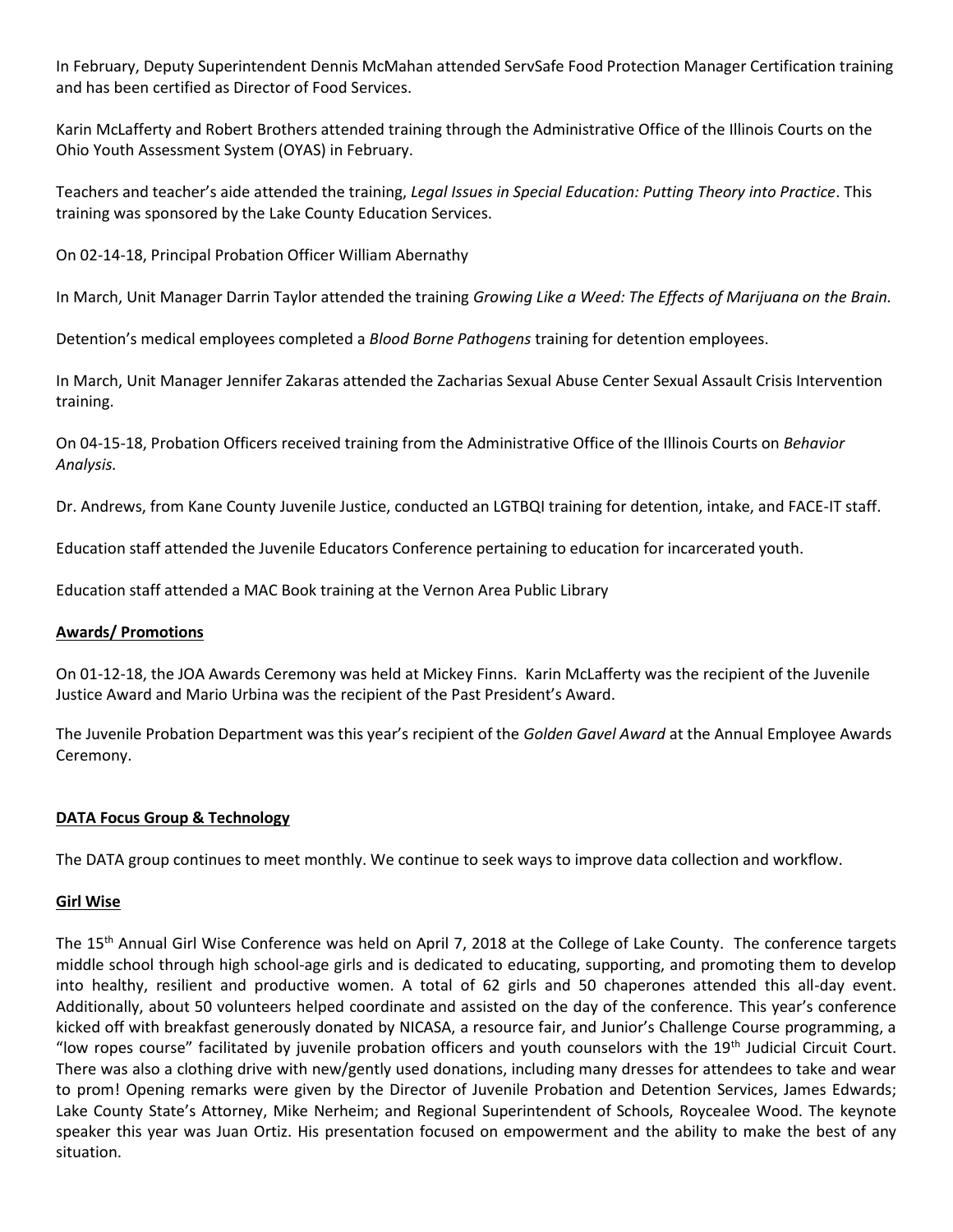In February, Deputy Superintendent Dennis McMahan attended ServSafe Food Protection Manager Certification training and has been certified as Director of Food Services.

Karin McLafferty and Robert Brothers attended training through the Administrative Office of the Illinois Courts on the Ohio Youth Assessment System (OYAS) in February.

Teachers and teacher's aide attended the training, *Legal Issues in Special Education: Putting Theory into Practice*. This training was sponsored by the Lake County Education Services.

On 02-14-18, Principal Probation Officer William Abernathy

In March, Unit Manager Darrin Taylor attended the training *Growing Like a Weed: The Effects of Marijuana on the Brain.*

Detention's medical employees completed a *Blood Borne Pathogens* training for detention employees.

In March, Unit Manager Jennifer Zakaras attended the Zacharias Sexual Abuse Center Sexual Assault Crisis Intervention training.

On 04-15-18, Probation Officers received training from the Administrative Office of the Illinois Courts on *Behavior Analysis.*

Dr. Andrews, from Kane County Juvenile Justice, conducted an LGTBQI training for detention, intake, and FACE-IT staff.

Education staff attended the Juvenile Educators Conference pertaining to education for incarcerated youth.

Education staff attended a MAC Book training at the Vernon Area Public Library

**<u>Awards/ Promotions</u>**

On 01-12-18, the JOA Awards Ceremony was held at Mickey Finns. Karin McLafferty was the recipient of the Juvenile Justice Award and Mario Urbina was the recipient of the Past President's Award.

The Juvenile Probation Department was this year's recipient of the *Golden Gavel Award* at the Annual Employee Awards Ceremony.

**<u>DATA Focus Group & Technology</u>**

The DATA group continues to meet monthly. We continue to seek ways to improve data collection and workflow.

**<u>Girl Wise</u>**

The 15th Annual Girl Wise Conference was held on April 7, 2018 at the College of Lake County. The conference targets middle school through high school-age girls and is dedicated to educating, supporting, and promoting them to develop into healthy, resilient and productive women. A total of 62 girls and 50 chaperones attended this all-day event. Additionally, about 50 volunteers helped coordinate and assisted on the day of the conference. This year's conference kicked off with breakfast generously donated by NICASA, a resource fair, and Junior's Challenge Course programming, a "low ropes course" facilitated by juvenile probation officers and youth counselors with the 19th Judicial Circuit Court. There was also a clothing drive with new/gently used donations, including many dresses for attendees to take and wear to prom! Opening remarks were given by the Director of Juvenile Probation and Detention Services, James Edwards; Lake County State's Attorney, Mike Nerheim; and Regional Superintendent of Schools, Roycealee Wood. The keynote speaker this year was Juan Ortiz. His presentation focused on empowerment and the ability to make the best of any situation.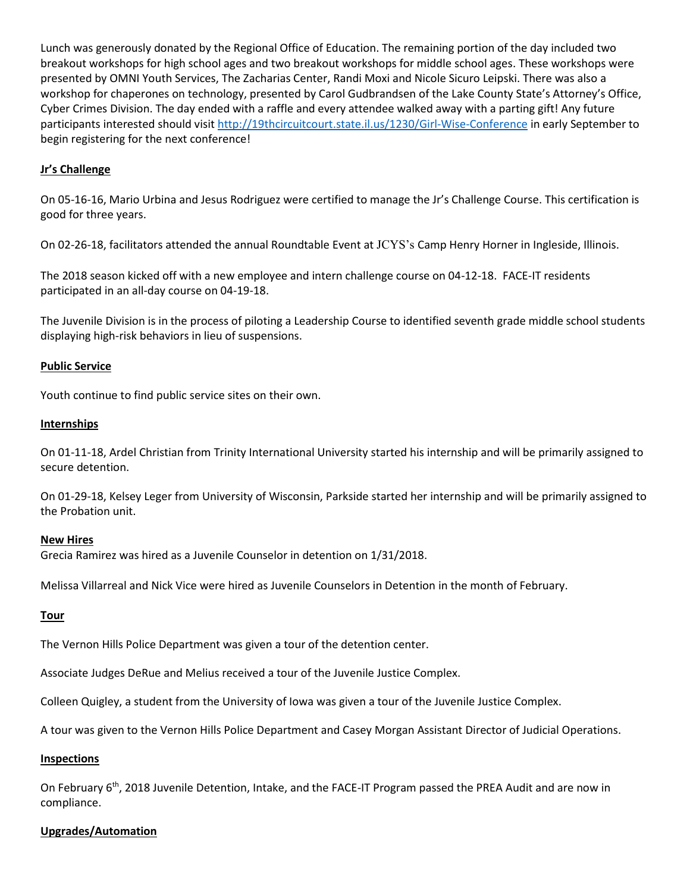Lunch was generously donated by the Regional Office of Education. The remaining portion of the day included two breakout workshops for high school ages and two breakout workshops for middle school ages. These workshops were presented by OMNI Youth Services, The Zacharias Center, Randi Moxi and Nicole Sicuro Leipski. There was also a workshop for chaperones on technology, presented by Carol Gudbrandsen of the Lake County State's Attorney's Office, Cyber Crimes Division. The day ended with a raffle and every attendee walked away with a parting gift! Any future participants interested should visit http://19thcircuitcourt.state.il.us/1230/Girl-Wise-Conference in early September to begin registering for the next conference!

## Jr's Challenge

On 05-16-16, Mario Urbina and Jesus Rodriguez were certified to manage the Jr's Challenge Course. This certification is good for three years.

On 02-26-18, facilitators attended the annual Roundtable Event at JCYS's Camp Henry Horner in Ingleside, Illinois.

The 2018 season kicked off with a new employee and intern challenge course on 04-12-18. FACE-IT residents participated in an all-day course on 04-19-18.

The Juvenile Division is in the process of piloting a Leadership Course to identified seventh grade middle school students displaying high-risk behaviors in lieu of suspensions.

## Public Service

Youth continue to find public service sites on their own.

## Internships

On 01-11-18, Ardel Christian from Trinity International University started his internship and will be primarily assigned to secure detention.

On 01-29-18, Kelsey Leger from University of Wisconsin, Parkside started her internship and will be primarily assigned to the Probation unit.

## New Hires

Grecia Ramirez was hired as a Juvenile Counselor in detention on 1/31/2018.

Melissa Villarreal and Nick Vice were hired as Juvenile Counselors in Detention in the month of February.

## Tour

The Vernon Hills Police Department was given a tour of the detention center.

Associate Judges DeRue and Melius received a tour of the Juvenile Justice Complex.

Colleen Quigley, a student from the University of Iowa was given a tour of the Juvenile Justice Complex.

A tour was given to the Vernon Hills Police Department and Casey Morgan Assistant Director of Judicial Operations.

## Inspections

On February 6th, 2018 Juvenile Detention, Intake, and the FACE-IT Program passed the PREA Audit and are now in compliance.

## Upgrades/Automation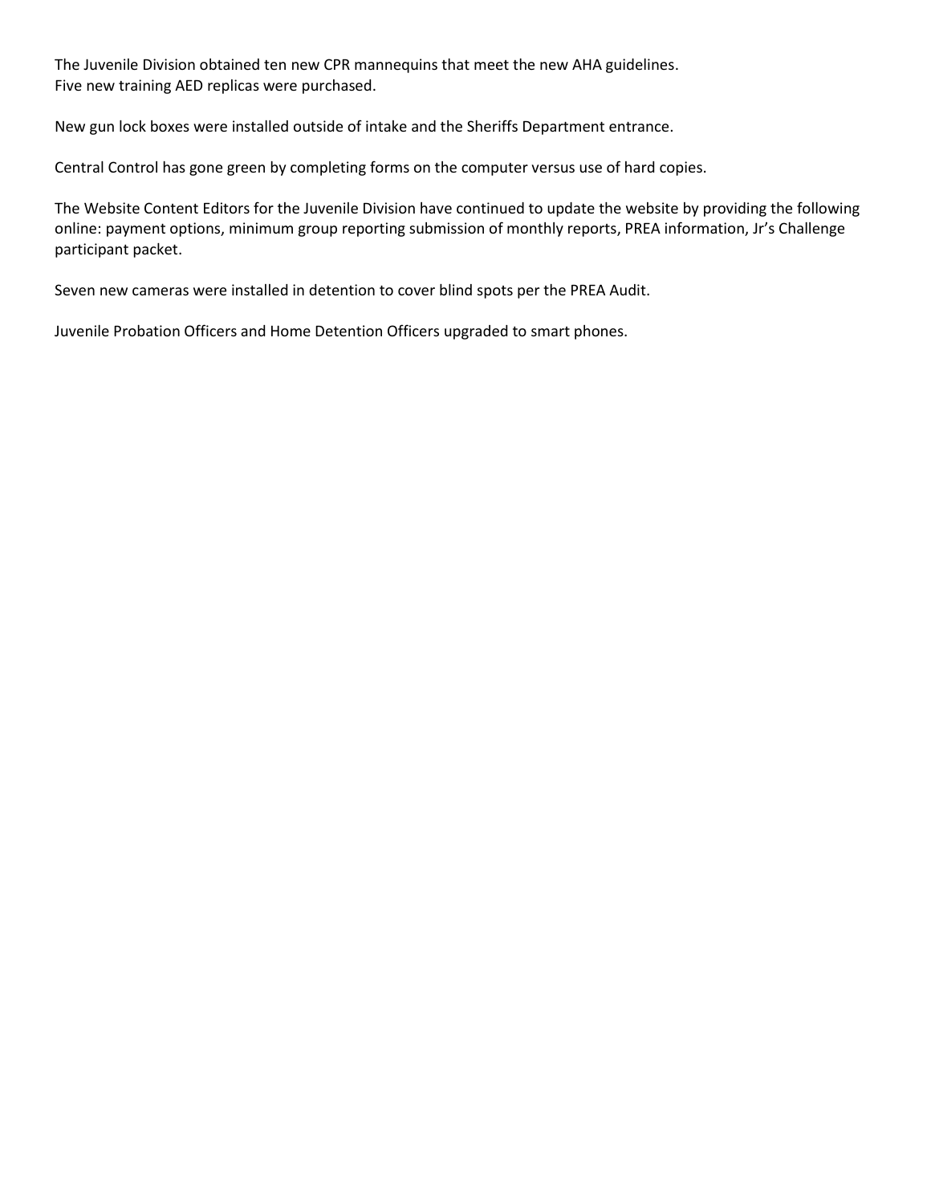The Juvenile Division obtained ten new CPR mannequins that meet the new AHA guidelines.
Five new training AED replicas were purchased.

New gun lock boxes were installed outside of intake and the Sheriffs Department entrance.

Central Control has gone green by completing forms on the computer versus use of hard copies.

The Website Content Editors for the Juvenile Division have continued to update the website by providing the following online: payment options, minimum group reporting submission of monthly reports, PREA information, Jr's Challenge participant packet.

Seven new cameras were installed in detention to cover blind spots per the PREA Audit.

Juvenile Probation Officers and Home Detention Officers upgraded to smart phones.